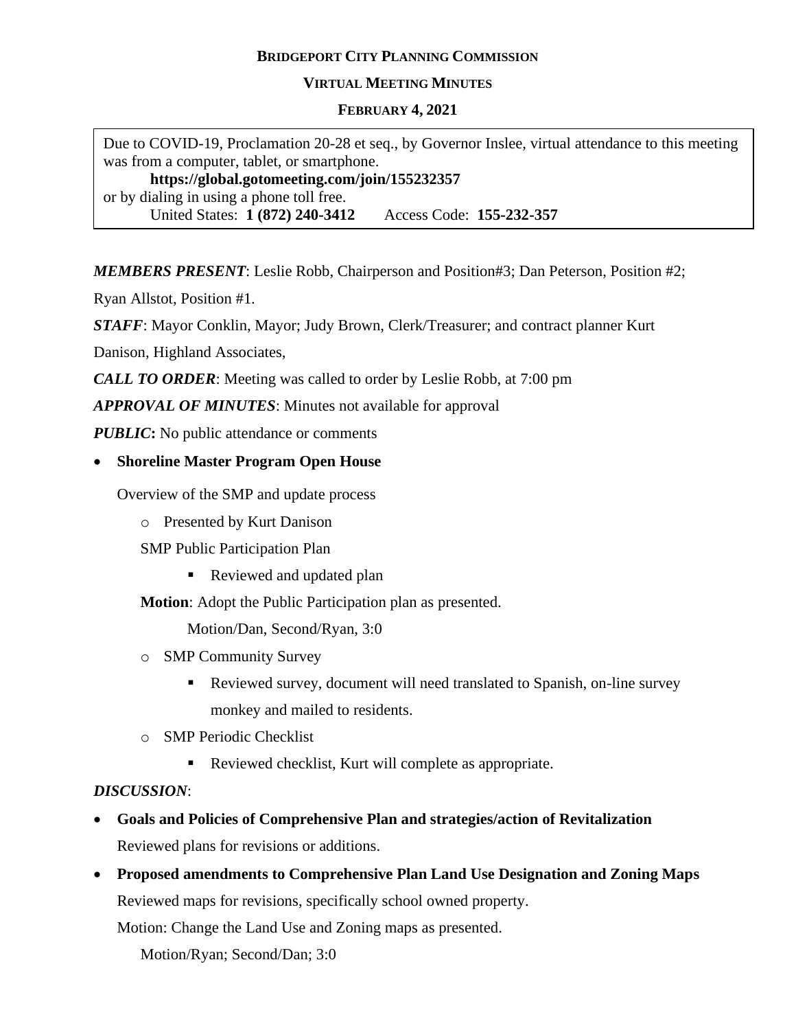**BRIDGEPORT CITY PLANNING COMMISSION**

**VIRTUAL MEETING MINUTES**

**FEBRUARY 4, 2021**

> Due to COVID-19, Proclamation 20-28 et seq., by Governor Inslee, virtual attendance to this meeting was from a computer, tablet, or smartphone.
>
> **https://global.gotomeeting.com/join/155232357**
>
> or by dialing in using a phone toll free.
>
> United States: **1 (872) 240-3412** Access Code: **155-232-357**

***MEMBERS PRESENT***: Leslie Robb, Chairperson and Position#3; Dan Peterson, Position #2; Ryan Allstot, Position #1.

***STAFF***: Mayor Conklin, Mayor; Judy Brown, Clerk/Treasurer; and contract planner Kurt Danison, Highland Associates,

***CALL TO ORDER***: Meeting was called to order by Leslie Robb, at 7:00 pm

***APPROVAL OF MINUTES***: Minutes not available for approval

***PUBLIC*:** No public attendance or comments

- **Shoreline Master Program Open House**

  Overview of the SMP and update process

  - Presented by Kurt Danison

    SMP Public Participation Plan

    - Reviewed and updated plan

    **Motion**: Adopt the Public Participation plan as presented.

    Motion/Dan, Second/Ryan, 3:0

  - SMP Community Survey
    - Reviewed survey, document will need translated to Spanish, on-line survey monkey and mailed to residents.
  - SMP Periodic Checklist
    - Reviewed checklist, Kurt will complete as appropriate.

***DISCUSSION***:

- **Goals and Policies of Comprehensive Plan and strategies/action of Revitalization**

  Reviewed plans for revisions or additions.

- **Proposed amendments to Comprehensive Plan Land Use Designation and Zoning Maps**

  Reviewed maps for revisions, specifically school owned property.

  Motion: Change the Land Use and Zoning maps as presented.

  Motion/Ryan; Second/Dan; 3:0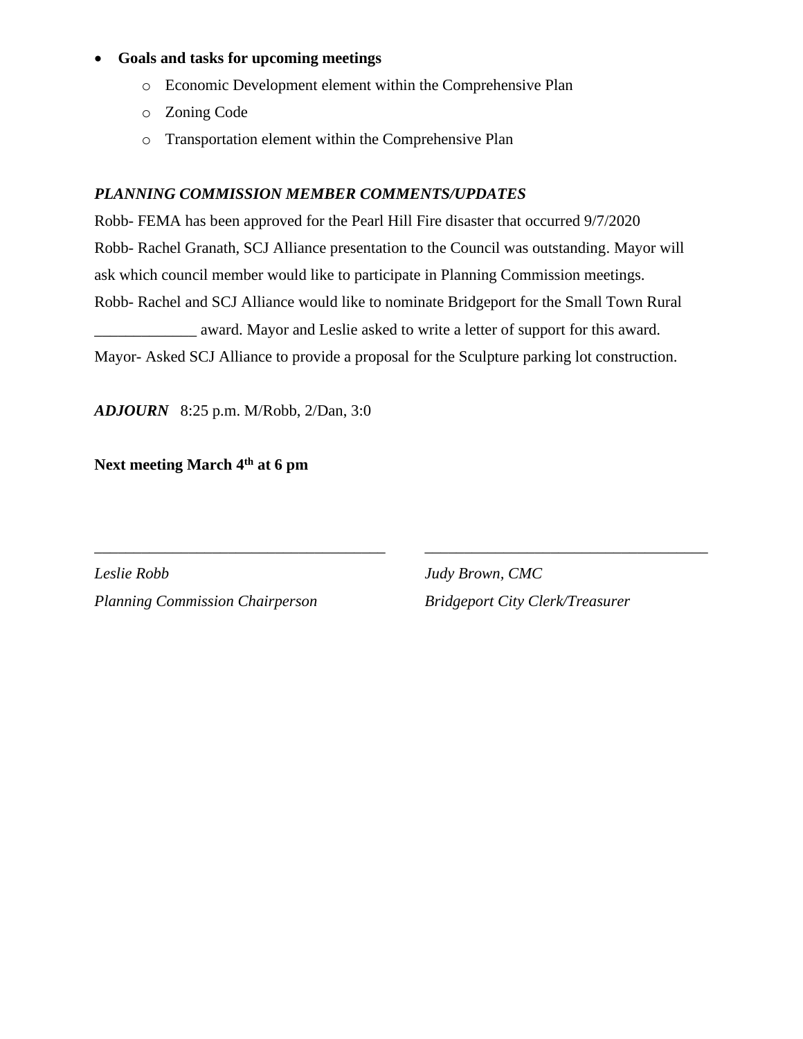- **Goals and tasks for upcoming meetings**
  - Economic Development element within the Comprehensive Plan
  - Zoning Code
  - Transportation element within the Comprehensive Plan

***PLANNING COMMISSION MEMBER COMMENTS/UPDATES***

Robb- FEMA has been approved for the Pearl Hill Fire disaster that occurred 9/7/2020

Robb- Rachel Granath, SCJ Alliance presentation to the Council was outstanding. Mayor will ask which council member would like to participate in Planning Commission meetings.

Robb- Rachel and SCJ Alliance would like to nominate Bridgeport for the Small Town Rural _____________ award. Mayor and Leslie asked to write a letter of support for this award.

Mayor- Asked SCJ Alliance to provide a proposal for the Sculpture parking lot construction.

***ADJOURN*** 8:25 p.m. M/Robb, 2/Dan, 3:0

**Next meeting March 4th at 6 pm**

_____________________________________ _____________________________________

*Leslie Robb*
*Planning Commission Chairperson*

*Judy Brown, CMC*
*Bridgeport City Clerk/Treasurer*